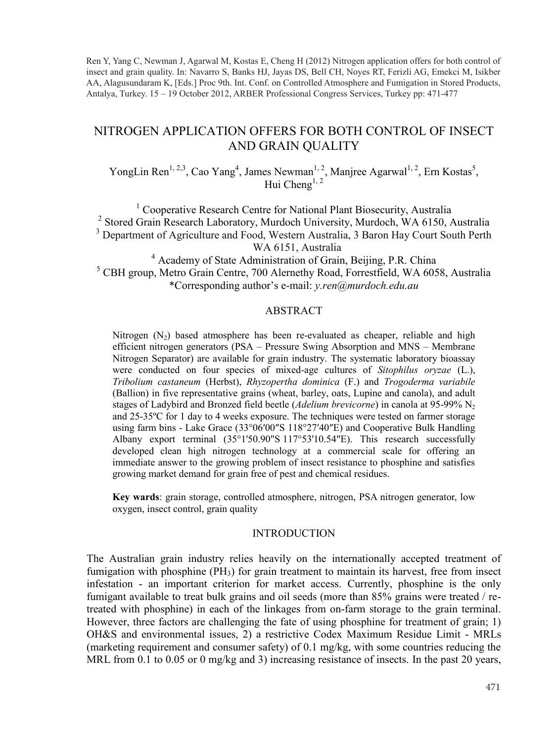Ren Y, Yang C, Newman J, Agarwal M, Kostas E, Cheng H (2012) Nitrogen application offers for both control of insect and grain quality. In: Navarro S, Banks HJ, Jayas DS, Bell CH, Noyes RT, Ferizli AG, Emekci M, Isikber AA, Alagusundaram K, [Eds.] Proc 9th. Int. Conf. on Controlled Atmosphere and Fumigation in Stored Products, Antalya, Turkey. 15 – 19 October 2012, ARBER Professional Congress Services, Turkey pp: 471-477

# NITROGEN APPLICATION OFFERS FOR BOTH CONTROL OF INSECT AND GRAIN QUALITY

YongLin Ren[1, 2,3], Cao Yang[4], James Newman[1, 2], Manjree Agarwal[1, 2], Ern Kostas[5], Hui Cheng[1, 2]

[1] Cooperative Research Centre for National Plant Biosecurity, Australia
[2] Stored Grain Research Laboratory, Murdoch University, Murdoch, WA 6150, Australia
[3] Department of Agriculture and Food, Western Australia, 3 Baron Hay Court South Perth WA 6151, Australia
[4] Academy of State Administration of Grain, Beijing, P.R. China
[5] CBH group, Metro Grain Centre, 700 Alernethy Road, Forrestfield, WA 6058, Australia
*Corresponding author's e-mail: *y.ren@murdoch.edu.au*

## ABSTRACT

Nitrogen ($N_2$) based atmosphere has been re-evaluated as cheaper, reliable and high efficient nitrogen generators (PSA – Pressure Swing Absorption and MNS – Membrane Nitrogen Separator) are available for grain industry. The systematic laboratory bioassay were conducted on four species of mixed-age cultures of *Sitophilus oryzae* (L.), *Tribolium castaneum* (Herbst), *Rhyzopertha dominica* (F.) and *Trogoderma variabile* (Ballion) in five representative grains (wheat, barley, oats, Lupine and canola), and adult stages of Ladybird and Bronzed field beetle (*Adelium brevicorne*) in canola at 95-99% $N_2$ and 25-35ºC for 1 day to 4 weeks exposure. The techniques were tested on farmer storage using farm bins - Lake Grace (33°06′00″S 118°27′40″E) and Cooperative Bulk Handling Albany export terminal (35°1'50.90"S 117°53'10.54"E). This research successfully developed clean high nitrogen technology at a commercial scale for offering an immediate answer to the growing problem of insect resistance to phosphine and satisfies growing market demand for grain free of pest and chemical residues.

**Key wards**: grain storage, controlled atmosphere, nitrogen, PSA nitrogen generator, low oxygen, insect control, grain quality

## INTRODUCTION

The Australian grain industry relies heavily on the internationally accepted treatment of fumigation with phosphine ($PH_3$) for grain treatment to maintain its harvest, free from insect infestation - an important criterion for market access. Currently, phosphine is the only fumigant available to treat bulk grains and oil seeds (more than 85% grains were treated / re-treated with phosphine) in each of the linkages from on-farm storage to the grain terminal. However, three factors are challenging the fate of using phosphine for treatment of grain; 1) OH&S and environmental issues, 2) a restrictive Codex Maximum Residue Limit - MRLs (marketing requirement and consumer safety) of 0.1 mg/kg, with some countries reducing the MRL from 0.1 to 0.05 or 0 mg/kg and 3) increasing resistance of insects. In the past 20 years,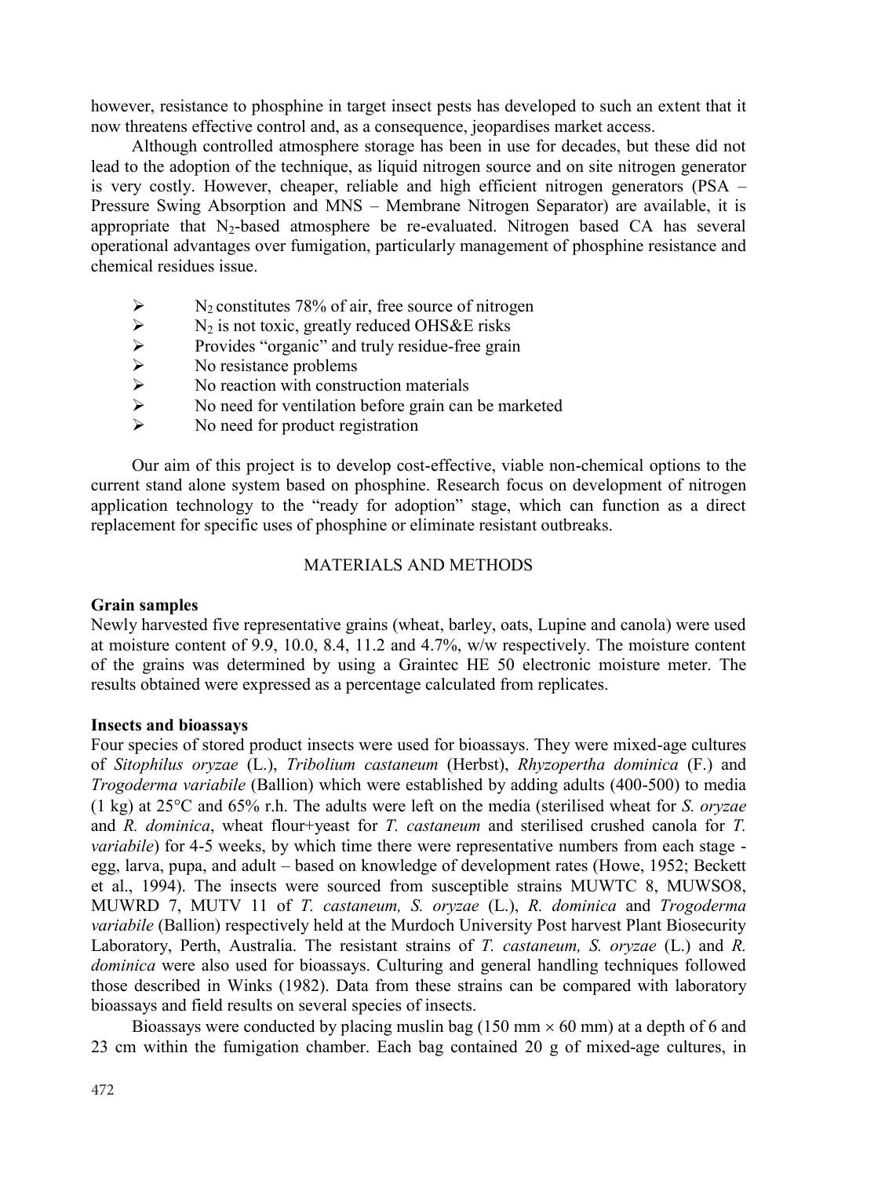however, resistance to phosphine in target insect pests has developed to such an extent that it now threatens effective control and, as a consequence, jeopardises market access.

Although controlled atmosphere storage has been in use for decades, but these did not lead to the adoption of the technique, as liquid nitrogen source and on site nitrogen generator is very costly. However, cheaper, reliable and high efficient nitrogen generators (PSA – Pressure Swing Absorption and MNS – Membrane Nitrogen Separator) are available, it is appropriate that $N_2$-based atmosphere be re-evaluated. Nitrogen based CA has several operational advantages over fumigation, particularly management of phosphine resistance and chemical residues issue.

- $N_2$ constitutes 78% of air, free source of nitrogen
- $N_2$ is not toxic, greatly reduced OHS&E risks
- Provides "organic" and truly residue-free grain
- No resistance problems
- No reaction with construction materials
- No need for ventilation before grain can be marketed
- No need for product registration

Our aim of this project is to develop cost-effective, viable non-chemical options to the current stand alone system based on phosphine. Research focus on development of nitrogen application technology to the "ready for adoption" stage, which can function as a direct replacement for specific uses of phosphine or eliminate resistant outbreaks.

## MATERIALS AND METHODS

### Grain samples

Newly harvested five representative grains (wheat, barley, oats, Lupine and canola) were used at moisture content of 9.9, 10.0, 8.4, 11.2 and 4.7%, w/w respectively. The moisture content of the grains was determined by using a Graintec HE 50 electronic moisture meter. The results obtained were expressed as a percentage calculated from replicates.

### Insects and bioassays

Four species of stored product insects were used for bioassays. They were mixed-age cultures of *Sitophilus oryzae* (L.), *Tribolium castaneum* (Herbst), *Rhyzopertha dominica* (F.) and *Trogoderma variabile* (Ballion) which were established by adding adults (400-500) to media (1 kg) at 25°C and 65% r.h. The adults were left on the media (sterilised wheat for *S. oryzae* and *R. dominica*, wheat flour+yeast for *T. castaneum* and sterilised crushed canola for *T. variabile*) for 4-5 weeks, by which time there were representative numbers from each stage - egg, larva, pupa, and adult – based on knowledge of development rates (Howe, 1952; Beckett et al., 1994). The insects were sourced from susceptible strains MUWTC 8, MUWSO8, MUWRD 7, MUTV 11 of *T. castaneum, S. oryzae* (L.), *R. dominica* and *Trogoderma variabile* (Ballion) respectively held at the Murdoch University Post harvest Plant Biosecurity Laboratory, Perth, Australia. The resistant strains of *T. castaneum, S. oryzae* (L.) and *R. dominica* were also used for bioassays. Culturing and general handling techniques followed those described in Winks (1982). Data from these strains can be compared with laboratory bioassays and field results on several species of insects.

Bioassays were conducted by placing muslin bag (150 mm × 60 mm) at a depth of 6 and 23 cm within the fumigation chamber. Each bag contained 20 g of mixed-age cultures, in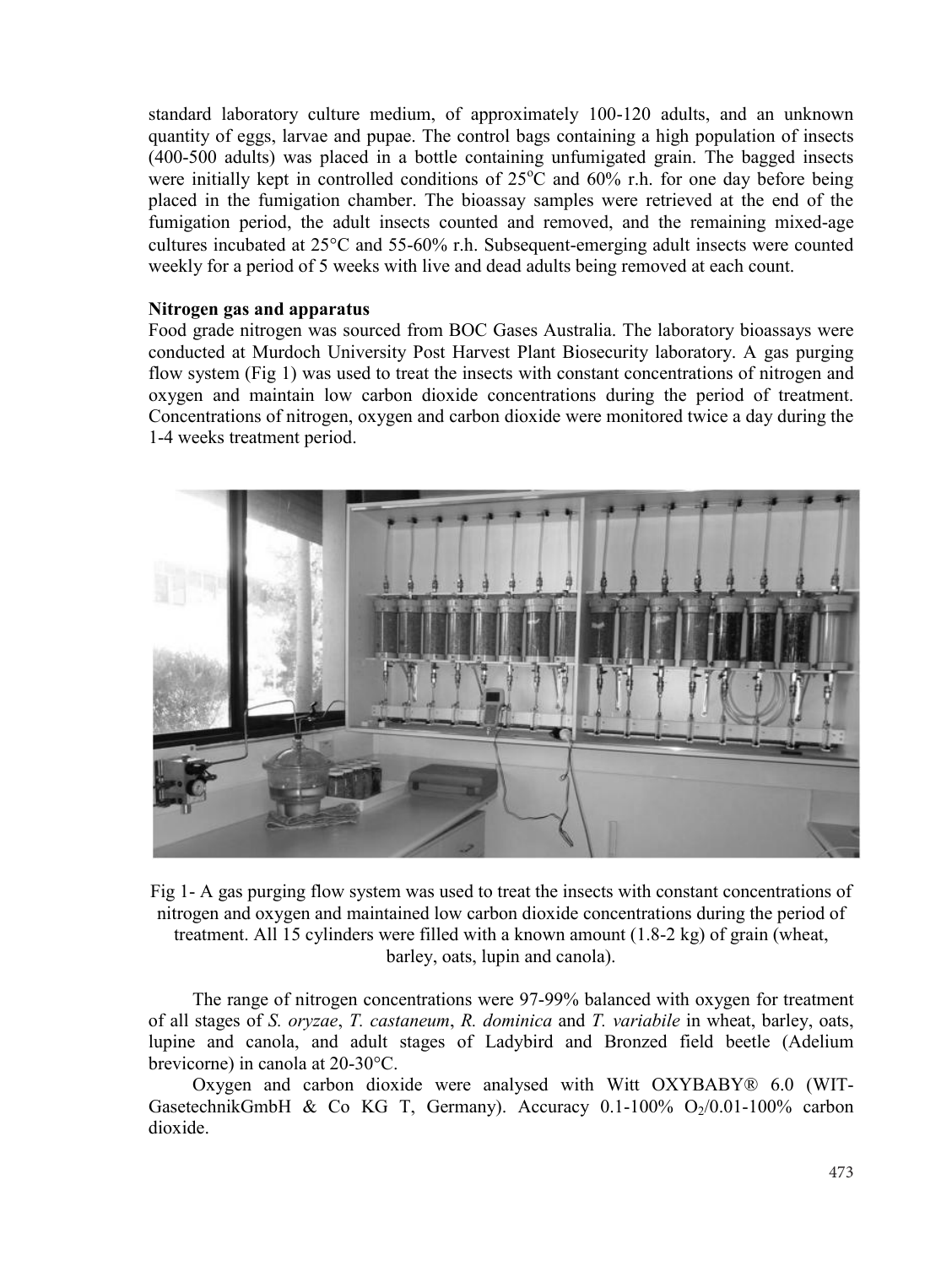standard laboratory culture medium, of approximately 100-120 adults, and an unknown quantity of eggs, larvae and pupae. The control bags containing a high population of insects (400-500 adults) was placed in a bottle containing unfumigated grain. The bagged insects were initially kept in controlled conditions of 25°C and 60% r.h. for one day before being placed in the fumigation chamber. The bioassay samples were retrieved at the end of the fumigation period, the adult insects counted and removed, and the remaining mixed-age cultures incubated at 25°C and 55-60% r.h. Subsequent-emerging adult insects were counted weekly for a period of 5 weeks with live and dead adults being removed at each count.

**Nitrogen gas and apparatus**

Food grade nitrogen was sourced from BOC Gases Australia. The laboratory bioassays were conducted at Murdoch University Post Harvest Plant Biosecurity laboratory. A gas purging flow system (Fig 1) was used to treat the insects with constant concentrations of nitrogen and oxygen and maintain low carbon dioxide concentrations during the period of treatment. Concentrations of nitrogen, oxygen and carbon dioxide were monitored twice a day during the 1-4 weeks treatment period.

Fig 1- A gas purging flow system was used to treat the insects with constant concentrations of nitrogen and oxygen and maintained low carbon dioxide concentrations during the period of treatment. All 15 cylinders were filled with a known amount (1.8-2 kg) of grain (wheat, barley, oats, lupin and canola).

The range of nitrogen concentrations were 97-99% balanced with oxygen for treatment of all stages of *S. oryzae*, *T. castaneum*, *R. dominica* and *T. variabile* in wheat, barley, oats, lupine and canola, and adult stages of Ladybird and Bronzed field beetle (Adelium brevicorne) in canola at 20-30°C.

Oxygen and carbon dioxide were analysed with Witt OXYBABY® 6.0 (WIT-GasetechnikGmbH & Co KG T, Germany). Accuracy 0.1-100% $O_2$/0.01-100% carbon dioxide.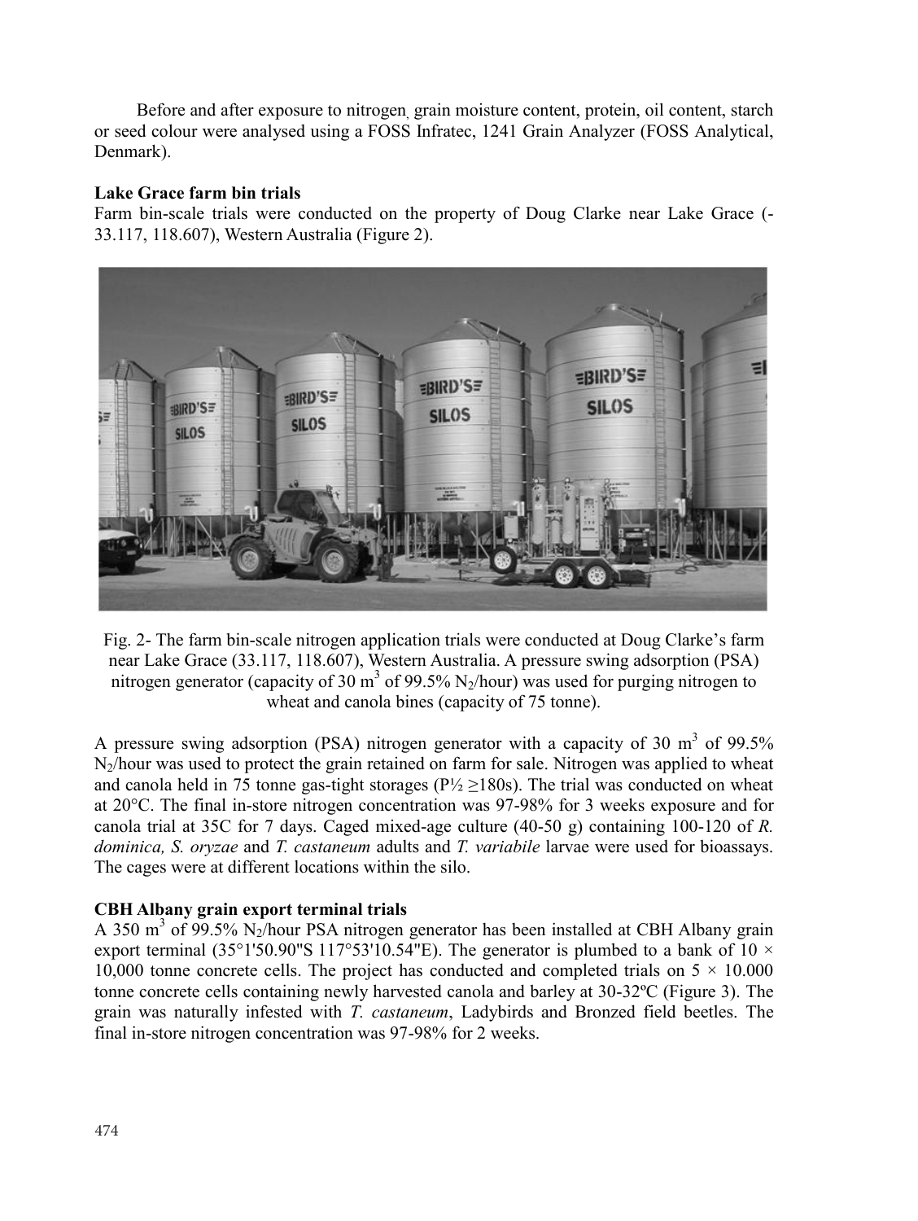Before and after exposure to nitrogen, grain moisture content, protein, oil content, starch or seed colour were analysed using a FOSS Infratec, 1241 Grain Analyzer (FOSS Analytical, Denmark).

**Lake Grace farm bin trials**

Farm bin-scale trials were conducted on the property of Doug Clarke near Lake Grace (-33.117, 118.607), Western Australia (Figure 2).

Fig. 2- The farm bin-scale nitrogen application trials were conducted at Doug Clarke's farm near Lake Grace (33.117, 118.607), Western Australia. A pressure swing adsorption (PSA) nitrogen generator (capacity of 30 $m^3$ of 99.5% $N_2$/hour) was used for purging nitrogen to wheat and canola bines (capacity of 75 tonne).

A pressure swing adsorption (PSA) nitrogen generator with a capacity of 30 $m^3$ of 99.5% $N_2$/hour was used to protect the grain retained on farm for sale. Nitrogen was applied to wheat and canola held in 75 tonne gas-tight storages ($P½ \geq 180s$). The trial was conducted on wheat at 20°C. The final in-store nitrogen concentration was 97-98% for 3 weeks exposure and for canola trial at 35C for 7 days. Caged mixed-age culture (40-50 g) containing 100-120 of *R. dominica, S. oryzae* and *T. castaneum* adults and *T. variabile* larvae were used for bioassays. The cages were at different locations within the silo.

**CBH Albany grain export terminal trials**

A 350 $m^3$ of 99.5% $N_2$/hour PSA nitrogen generator has been installed at CBH Albany grain export terminal (35°1'50.90"S 117°53'10.54"E). The generator is plumbed to a bank of 10 × 10,000 tonne concrete cells. The project has conducted and completed trials on 5 × 10.000 tonne concrete cells containing newly harvested canola and barley at 30-32ºC (Figure 3). The grain was naturally infested with *T. castaneum*, Ladybirds and Bronzed field beetles. The final in-store nitrogen concentration was 97-98% for 2 weeks.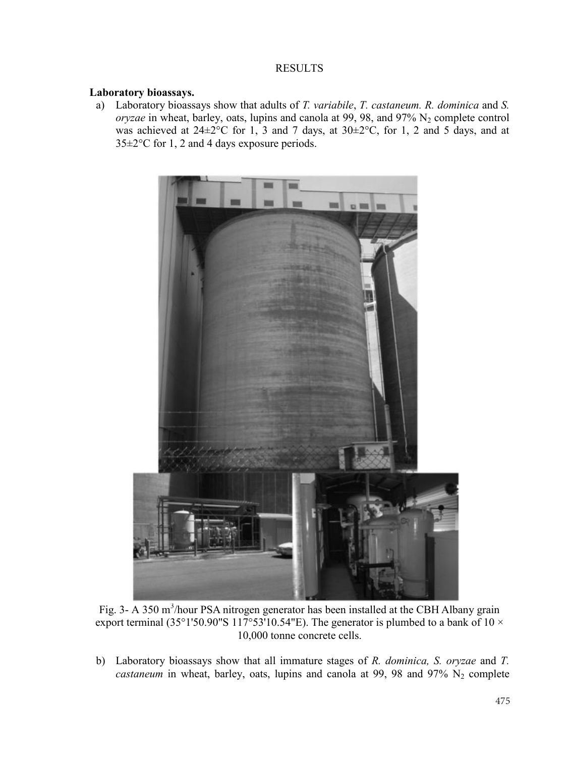## RESULTS

**Laboratory bioassays.**

a) Laboratory bioassays show that adults of *T. variabile*, *T. castaneum. R. dominica* and *S. oryzae* in wheat, barley, oats, lupins and canola at 99, 98, and 97% $N_2$ complete control was achieved at 24±2°C for 1, 3 and 7 days, at 30±2°C, for 1, 2 and 5 days, and at 35±2°C for 1, 2 and 4 days exposure periods.

Fig. 3- A 350 $m^3$/hour PSA nitrogen generator has been installed at the CBH Albany grain export terminal (35°1'50.90"S 117°53'10.54"E). The generator is plumbed to a bank of 10 × 10,000 tonne concrete cells.

b) Laboratory bioassays show that all immature stages of *R. dominica, S. oryzae* and *T. castaneum* in wheat, barley, oats, lupins and canola at 99, 98 and 97% $N_2$ complete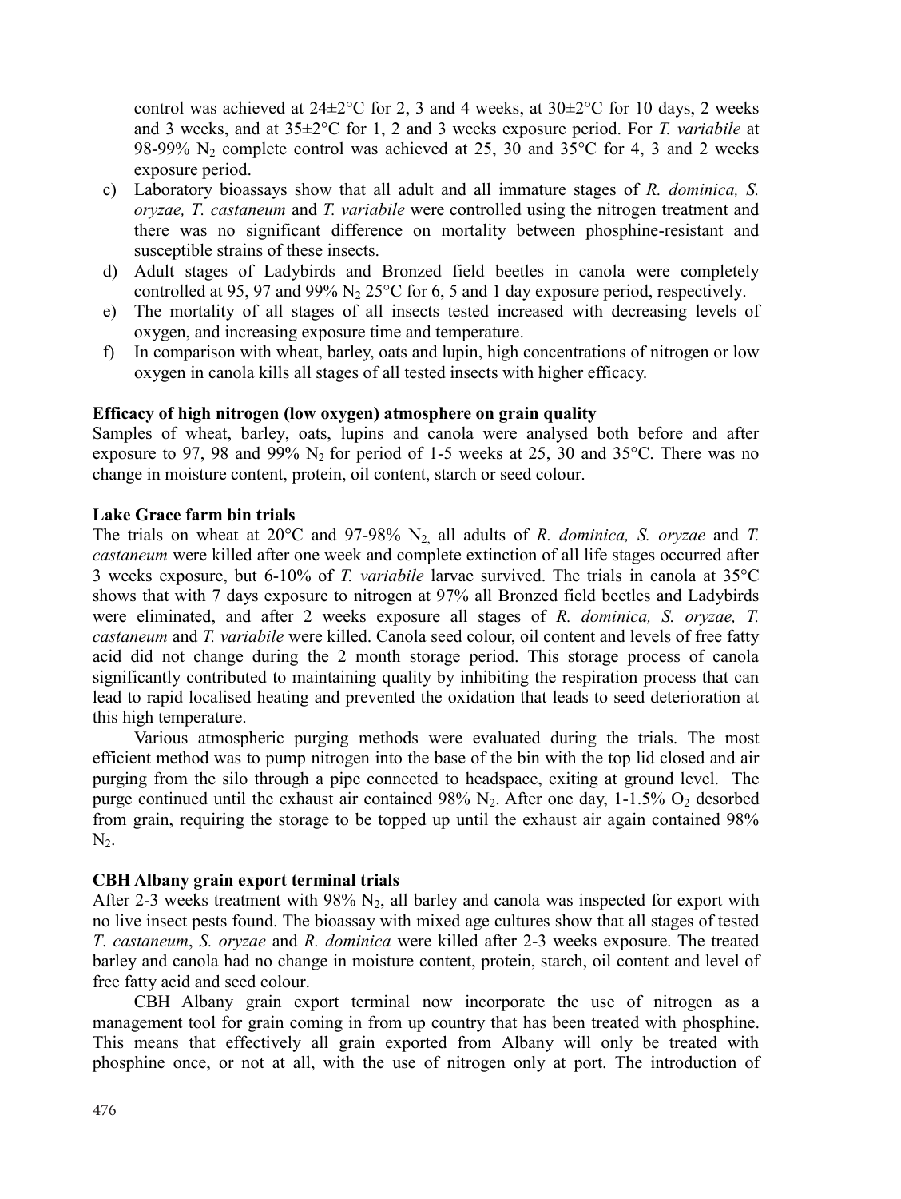control was achieved at 24±2°C for 2, 3 and 4 weeks, at 30±2°C for 10 days, 2 weeks and 3 weeks, and at 35±2°C for 1, 2 and 3 weeks exposure period. For *T. variabile* at 98-99% $N_2$ complete control was achieved at 25, 30 and 35°C for 4, 3 and 2 weeks exposure period.

c) Laboratory bioassays show that all adult and all immature stages of *R. dominica, S. oryzae, T. castaneum* and *T. variabile* were controlled using the nitrogen treatment and there was no significant difference on mortality between phosphine-resistant and susceptible strains of these insects.
d) Adult stages of Ladybirds and Bronzed field beetles in canola were completely controlled at 95, 97 and 99% $N_2$ 25°C for 6, 5 and 1 day exposure period, respectively.
e) The mortality of all stages of all insects tested increased with decreasing levels of oxygen, and increasing exposure time and temperature.
f) In comparison with wheat, barley, oats and lupin, high concentrations of nitrogen or low oxygen in canola kills all stages of all tested insects with higher efficacy.

**Efficacy of high nitrogen (low oxygen) atmosphere on grain quality**

Samples of wheat, barley, oats, lupins and canola were analysed both before and after exposure to 97, 98 and 99% $N_2$ for period of 1-5 weeks at 25, 30 and 35°C. There was no change in moisture content, protein, oil content, starch or seed colour.

**Lake Grace farm bin trials**

The trials on wheat at 20°C and 97-98% $N_2$, all adults of *R. dominica, S. oryzae* and *T. castaneum* were killed after one week and complete extinction of all life stages occurred after 3 weeks exposure, but 6-10% of *T. variabile* larvae survived. The trials in canola at 35°C shows that with 7 days exposure to nitrogen at 97% all Bronzed field beetles and Ladybirds were eliminated, and after 2 weeks exposure all stages of *R. dominica, S. oryzae, T. castaneum* and *T. variabile* were killed. Canola seed colour, oil content and levels of free fatty acid did not change during the 2 month storage period. This storage process of canola significantly contributed to maintaining quality by inhibiting the respiration process that can lead to rapid localised heating and prevented the oxidation that leads to seed deterioration at this high temperature.

Various atmospheric purging methods were evaluated during the trials. The most efficient method was to pump nitrogen into the base of the bin with the top lid closed and air purging from the silo through a pipe connected to headspace, exiting at ground level. The purge continued until the exhaust air contained 98% $N_2$. After one day, 1-1.5% $O_2$ desorbed from grain, requiring the storage to be topped up until the exhaust air again contained 98% $N_2$.

**CBH Albany grain export terminal trials**

After 2-3 weeks treatment with 98% $N_2$, all barley and canola was inspected for export with no live insect pests found. The bioassay with mixed age cultures show that all stages of tested *T. castaneum*, *S. oryzae* and *R. dominica* were killed after 2-3 weeks exposure. The treated barley and canola had no change in moisture content, protein, starch, oil content and level of free fatty acid and seed colour.

CBH Albany grain export terminal now incorporate the use of nitrogen as a management tool for grain coming in from up country that has been treated with phosphine. This means that effectively all grain exported from Albany will only be treated with phosphine once, or not at all, with the use of nitrogen only at port. The introduction of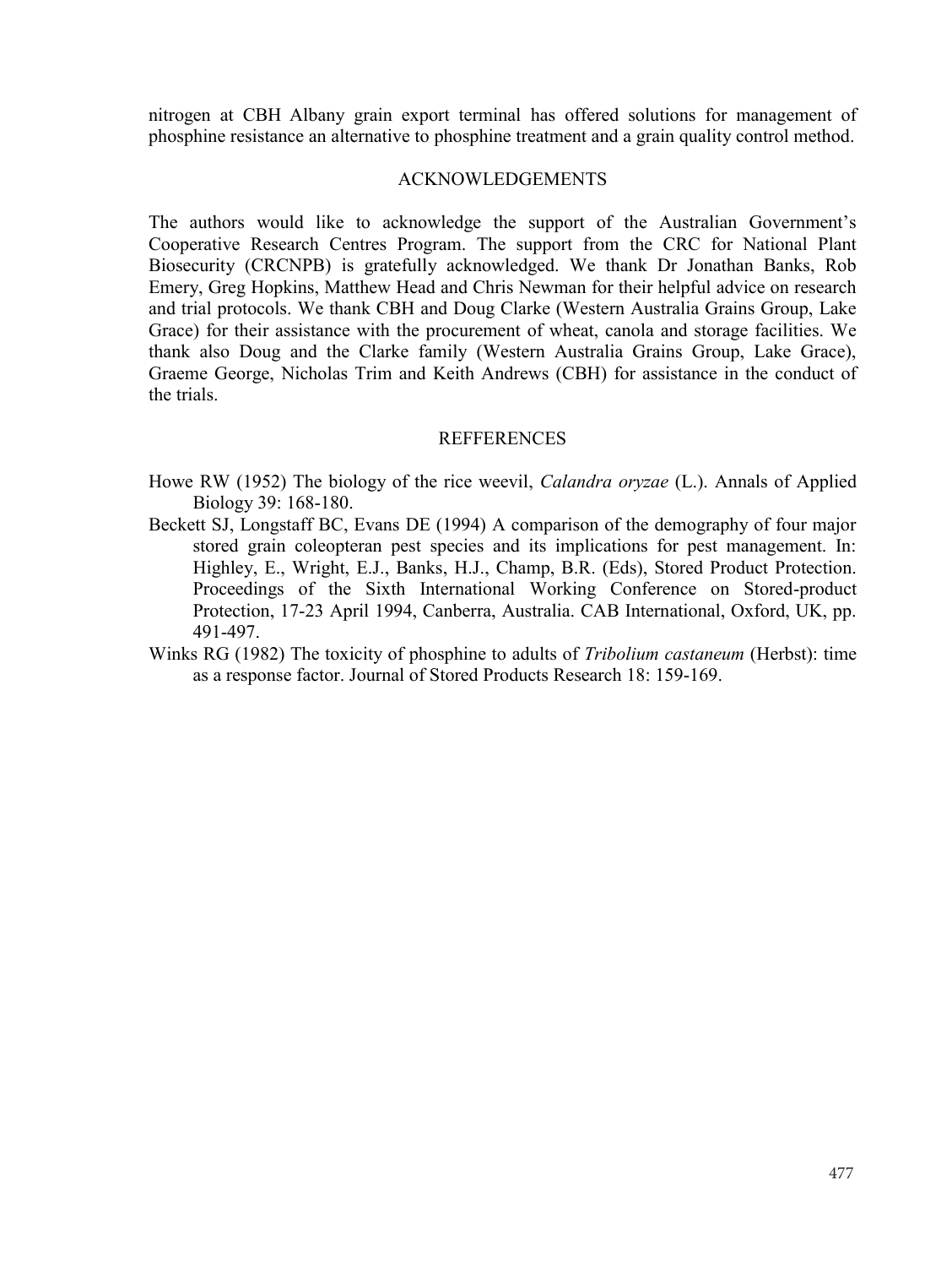nitrogen at CBH Albany grain export terminal has offered solutions for management of phosphine resistance an alternative to phosphine treatment and a grain quality control method.

## ACKNOWLEDGEMENTS

The authors would like to acknowledge the support of the Australian Government's Cooperative Research Centres Program. The support from the CRC for National Plant Biosecurity (CRCNPB) is gratefully acknowledged. We thank Dr Jonathan Banks, Rob Emery, Greg Hopkins, Matthew Head and Chris Newman for their helpful advice on research and trial protocols. We thank CBH and Doug Clarke (Western Australia Grains Group, Lake Grace) for their assistance with the procurement of wheat, canola and storage facilities. We thank also Doug and the Clarke family (Western Australia Grains Group, Lake Grace), Graeme George, Nicholas Trim and Keith Andrews (CBH) for assistance in the conduct of the trials.

## REFFERENCES

Howe RW (1952) The biology of the rice weevil, *Calandra oryzae* (L.). Annals of Applied Biology 39: 168-180.

Beckett SJ, Longstaff BC, Evans DE (1994) A comparison of the demography of four major stored grain coleopteran pest species and its implications for pest management. In: Highley, E., Wright, E.J., Banks, H.J., Champ, B.R. (Eds), Stored Product Protection. Proceedings of the Sixth International Working Conference on Stored-product Protection, 17-23 April 1994, Canberra, Australia. CAB International, Oxford, UK, pp. 491-497.

Winks RG (1982) The toxicity of phosphine to adults of *Tribolium castaneum* (Herbst): time as a response factor. Journal of Stored Products Research 18: 159-169.